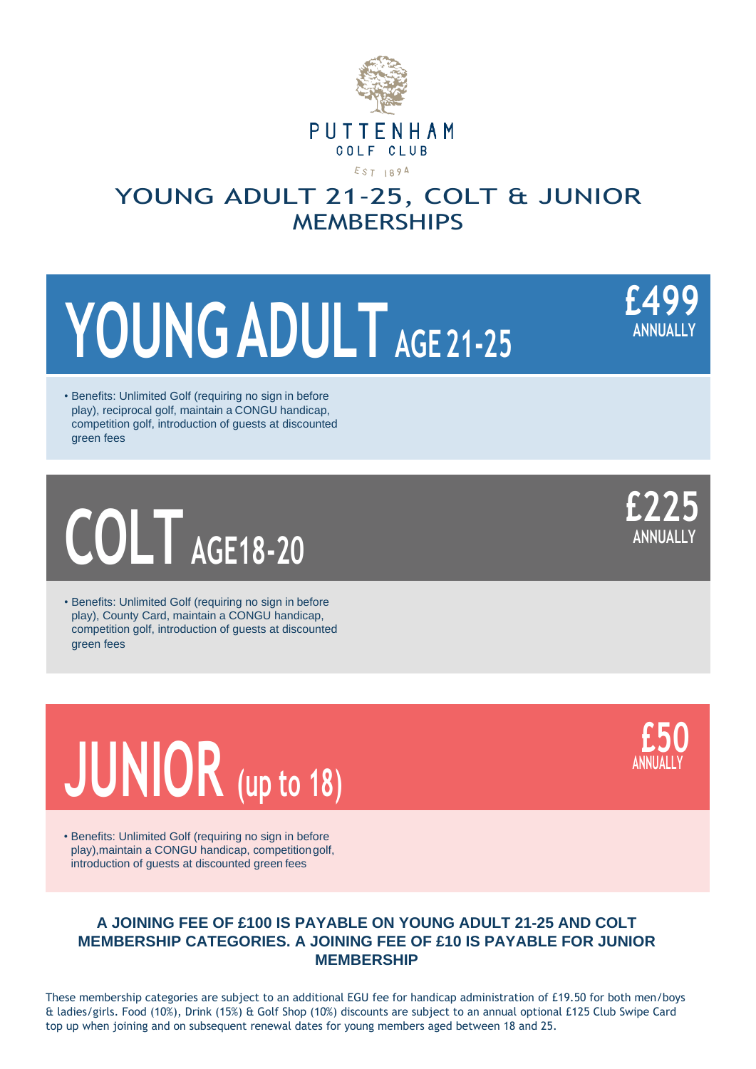PUTTENHAM
GOLF CLUB
EST 1894

# YOUNG ADULT 21-25, COLT & JUNIOR MEMBERSHIPS

## YOUNG ADULT AGE 21-25

**£499 ANNUALLY**

- Benefits: Unlimited Golf (requiring no sign in before play), reciprocal golf, maintain a CONGU handicap, competition golf, introduction of guests at discounted green fees

## COLT AGE 18-20

**£225 ANNUALLY**

- Benefits: Unlimited Golf (requiring no sign in before play), County Card, maintain a CONGU handicap, competition golf, introduction of guests at discounted green fees

## JUNIOR (up to 18)

**£50 ANNUALLY**

- Benefits: Unlimited Golf (requiring no sign in before play),maintain a CONGU handicap, competition golf, introduction of guests at discounted green fees

**A JOINING FEE OF £100 IS PAYABLE ON YOUNG ADULT 21-25 AND COLT MEMBERSHIP CATEGORIES. A JOINING FEE OF £10 IS PAYABLE FOR JUNIOR MEMBERSHIP**

These membership categories are subject to an additional EGU fee for handicap administration of £19.50 for both men/boys & ladies/girls. Food (10%), Drink (15%) & Golf Shop (10%) discounts are subject to an annual optional £125 Club Swipe Card top up when joining and on subsequent renewal dates for young members aged between 18 and 25.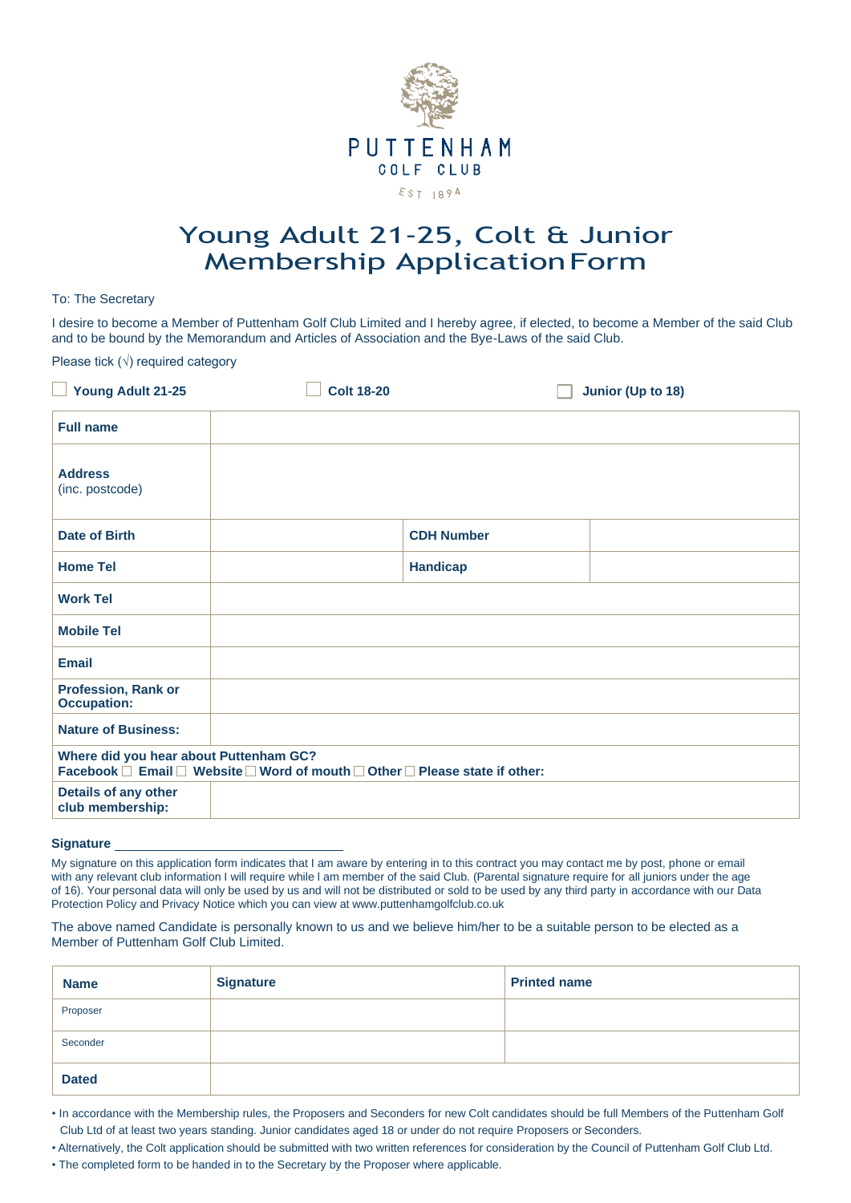PUTTENHAM

GOLF CLUB

EST 1894

# Young Adult 21-25, Colt & Junior Membership Application Form

To: The Secretary

I desire to become a Member of Puttenham Golf Club Limited and I hereby agree, if elected, to become a Member of the said Club and to be bound by the Memorandum and Articles of Association and the Bye-Laws of the said Club.

Please tick (√) required category

☐ **Young Adult 21-25** ☐ **Colt 18-20** ☐ **Junior (Up to 18)**

| | | | |
|---|---|---|---|
| **Full name** | | | |
| **Address** (inc. postcode) | | | |
| **Date of Birth** | | **CDH Number** | |
| **Home Tel** | | **Handicap** | |
| **Work Tel** | | | |
| **Mobile Tel** | | | |
| **Email** | | | |
| **Profession, Rank or Occupation:** | | | |
| **Nature of Business:** | | | |
| **Where did you hear about Puttenham GC?** Facebook ☐ Email ☐ Website ☐ Word of mouth ☐ Other ☐ Please state if other: | | | |
| **Details of any other club membership:** | | | |

**Signature** ______________________________

My signature on this application form indicates that I am aware by entering in to this contract you may contact me by post, phone or email with any relevant club information I will require while I am member of the said Club. (Parental signature require for all juniors under the age of 16). Your personal data will only be used by us and will not be distributed or sold to be used by any third party in accordance with our Data Protection Policy and Privacy Notice which you can view at www.puttenhamgolfclub.co.uk

The above named Candidate is personally known to us and we believe him/her to be a suitable person to be elected as a Member of Puttenham Golf Club Limited.

| **Name** | **Signature** | **Printed name** |
|---|---|---|
| Proposer | | |
| Seconder | | |
| **Dated** | | |

- In accordance with the Membership rules, the Proposers and Seconders for new Colt candidates should be full Members of the Puttenham Golf Club Ltd of at least two years standing. Junior candidates aged 18 or under do not require Proposers or Seconders.
- Alternatively, the Colt application should be submitted with two written references for consideration by the Council of Puttenham Golf Club Ltd.
- The completed form to be handed in to the Secretary by the Proposer where applicable.